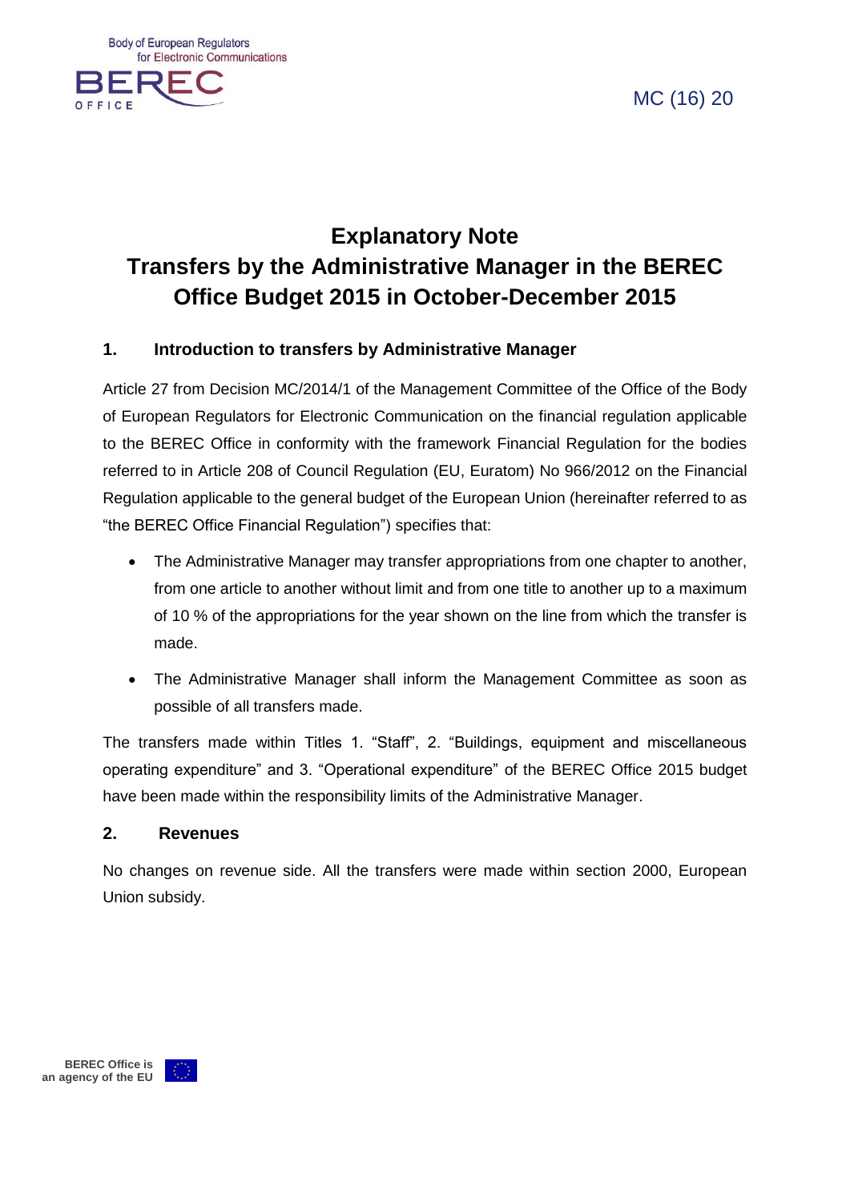MC (16) 20

# Explanatory Note
# Transfers by the Administrative Manager in the BEREC Office Budget 2015 in October-December 2015

## 1. Introduction to transfers by Administrative Manager

Article 27 from Decision MC/2014/1 of the Management Committee of the Office of the Body of European Regulators for Electronic Communication on the financial regulation applicable to the BEREC Office in conformity with the framework Financial Regulation for the bodies referred to in Article 208 of Council Regulation (EU, Euratom) No 966/2012 on the Financial Regulation applicable to the general budget of the European Union (hereinafter referred to as "the BEREC Office Financial Regulation") specifies that:

- The Administrative Manager may transfer appropriations from one chapter to another, from one article to another without limit and from one title to another up to a maximum of 10 % of the appropriations for the year shown on the line from which the transfer is made.
- The Administrative Manager shall inform the Management Committee as soon as possible of all transfers made.

The transfers made within Titles 1. "Staff", 2. "Buildings, equipment and miscellaneous operating expenditure" and 3. "Operational expenditure" of the BEREC Office 2015 budget have been made within the responsibility limits of the Administrative Manager.

## 2. Revenues

No changes on revenue side. All the transfers were made within section 2000, European Union subsidy.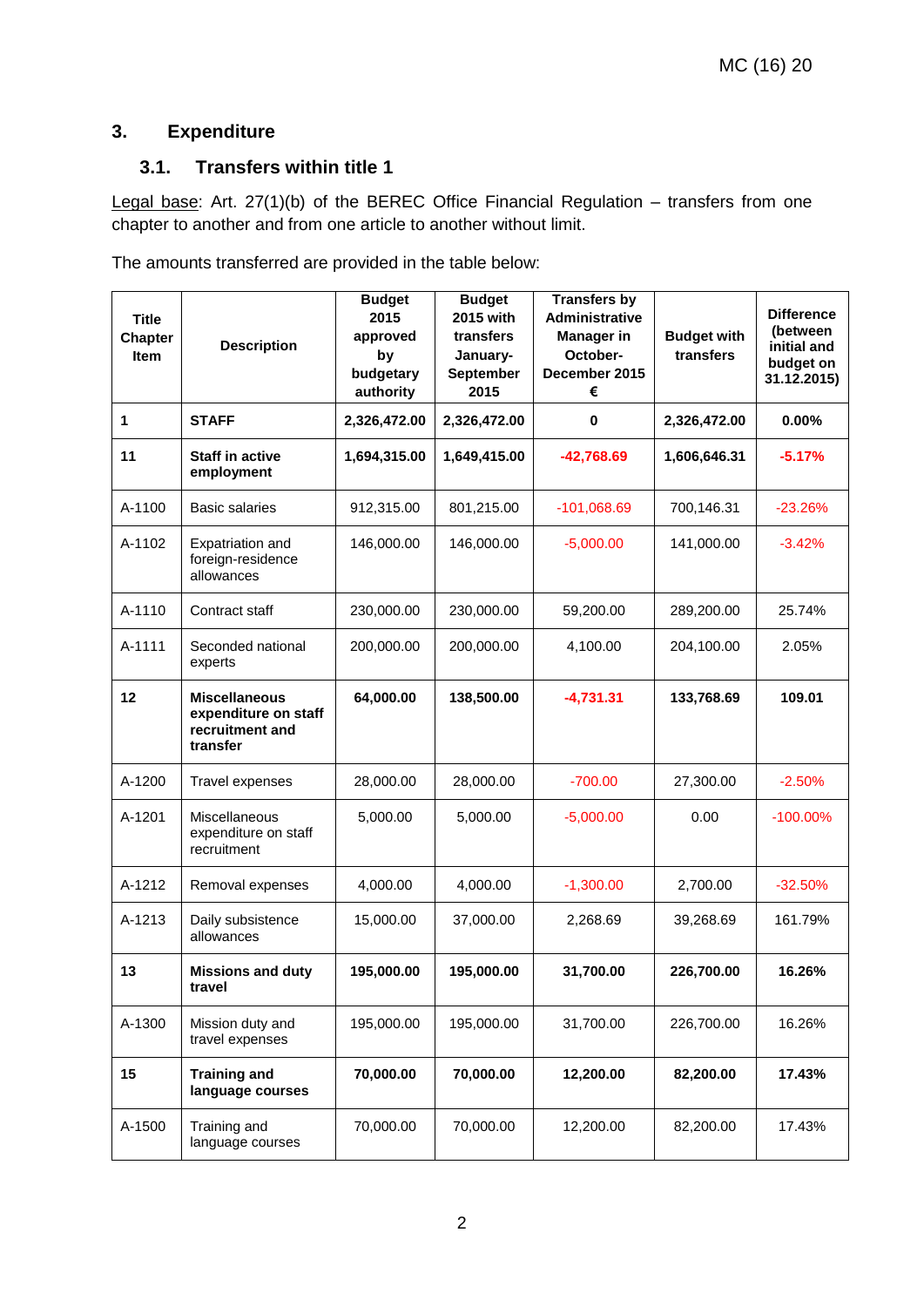## 3. Expenditure

### 3.1. Transfers within title 1

Legal base: Art. 27(1)(b) of the BEREC Office Financial Regulation – transfers from one chapter to another and from one article to another without limit.

The amounts transferred are provided in the table below:

| Title Chapter Item | Description | Budget 2015 approved by budgetary authority | Budget 2015 with transfers January-September 2015 | Transfers by Administrative Manager in October-December 2015 € | Budget with transfers | Difference (between initial and budget on 31.12.2015) |
|---|---|---|---|---|---|---|
| **1** | **STAFF** | **2,326,472.00** | **2,326,472.00** | **0** | **2,326,472.00** | **0.00%** |
| **11** | **Staff in active employment** | **1,694,315.00** | **1,649,415.00** | **-42,768.69** | **1,606,646.31** | **-5.17%** |
| A-1100 | Basic salaries | 912,315.00 | 801,215.00 | -101,068.69 | 700,146.31 | -23.26% |
| A-1102 | Expatriation and foreign-residence allowances | 146,000.00 | 146,000.00 | -5,000.00 | 141,000.00 | -3.42% |
| A-1110 | Contract staff | 230,000.00 | 230,000.00 | 59,200.00 | 289,200.00 | 25.74% |
| A-1111 | Seconded national experts | 200,000.00 | 200,000.00 | 4,100.00 | 204,100.00 | 2.05% |
| **12** | **Miscellaneous expenditure on staff recruitment and transfer** | **64,000.00** | **138,500.00** | **-4,731.31** | **133,768.69** | **109.01** |
| A-1200 | Travel expenses | 28,000.00 | 28,000.00 | -700.00 | 27,300.00 | -2.50% |
| A-1201 | Miscellaneous expenditure on staff recruitment | 5,000.00 | 5,000.00 | -5,000.00 | 0.00 | -100.00% |
| A-1212 | Removal expenses | 4,000.00 | 4,000.00 | -1,300.00 | 2,700.00 | -32.50% |
| A-1213 | Daily subsistence allowances | 15,000.00 | 37,000.00 | 2,268.69 | 39,268.69 | 161.79% |
| **13** | **Missions and duty travel** | **195,000.00** | **195,000.00** | **31,700.00** | **226,700.00** | **16.26%** |
| A-1300 | Mission duty and travel expenses | 195,000.00 | 195,000.00 | 31,700.00 | 226,700.00 | 16.26% |
| **15** | **Training and language courses** | **70,000.00** | **70,000.00** | **12,200.00** | **82,200.00** | **17.43%** |
| A-1500 | Training and language courses | 70,000.00 | 70,000.00 | 12,200.00 | 82,200.00 | 17.43% |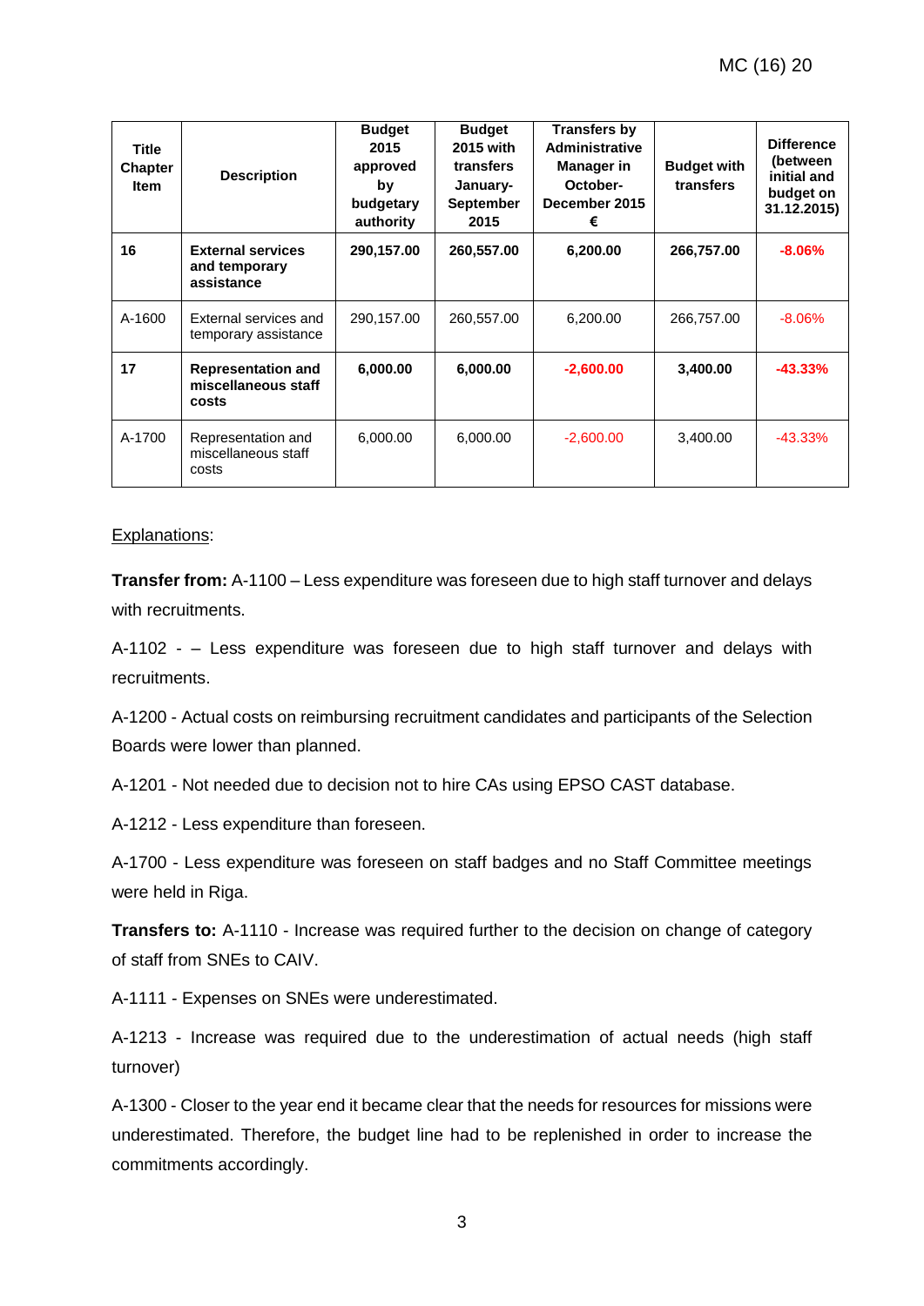| Title Chapter Item | Description | Budget 2015 approved by budgetary authority | Budget 2015 with transfers January-September 2015 | Transfers by Administrative Manager in October-December 2015 € | Budget with transfers | Difference (between initial and budget on 31.12.2015) |
|---|---|---|---|---|---|---|
| **16** | **External services and temporary assistance** | **290,157.00** | **260,557.00** | **6,200.00** | **266,757.00** | **-8.06%** |
| A-1600 | External services and temporary assistance | 290,157.00 | 260,557.00 | 6,200.00 | 266,757.00 | -8.06% |
| **17** | **Representation and miscellaneous staff costs** | **6,000.00** | **6,000.00** | **-2,600.00** | **3,400.00** | **-43.33%** |
| A-1700 | Representation and miscellaneous staff costs | 6,000.00 | 6,000.00 | -2,600.00 | 3,400.00 | -43.33% |

Explanations:

**Transfer from:** A-1100 – Less expenditure was foreseen due to high staff turnover and delays with recruitments.

A-1102 - – Less expenditure was foreseen due to high staff turnover and delays with recruitments.

A-1200 - Actual costs on reimbursing recruitment candidates and participants of the Selection Boards were lower than planned.

A-1201 - Not needed due to decision not to hire CAs using EPSO CAST database.

A-1212 - Less expenditure than foreseen.

A-1700 - Less expenditure was foreseen on staff badges and no Staff Committee meetings were held in Riga.

**Transfers to:** A-1110 - Increase was required further to the decision on change of category of staff from SNEs to CAIV.

A-1111 - Expenses on SNEs were underestimated.

A-1213 - Increase was required due to the underestimation of actual needs (high staff turnover)

A-1300 - Closer to the year end it became clear that the needs for resources for missions were underestimated. Therefore, the budget line had to be replenished in order to increase the commitments accordingly.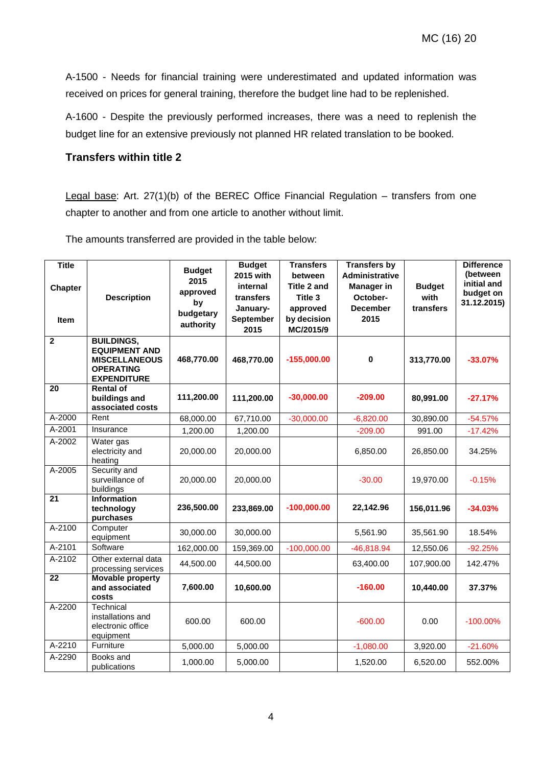A-1500 - Needs for financial training were underestimated and updated information was received on prices for general training, therefore the budget line had to be replenished.

A-1600 - Despite the previously performed increases, there was a need to replenish the budget line for an extensive previously not planned HR related translation to be booked.

### Transfers within title 2

Legal base: Art. 27(1)(b) of the BEREC Office Financial Regulation – transfers from one chapter to another and from one article to another without limit.

The amounts transferred are provided in the table below:

| Title<br><br>Chapter<br><br>Item | Description | Budget 2015 approved by budgetary authority | Budget 2015 with internal transfers January-September 2015 | Transfers between Title 2 and Title 3 approved by decision MC/2015/9 | Transfers by Administrative Manager in October-December 2015 | Budget with transfers | Difference (between initial and budget on 31.12.2015) |
|---|---|---|---|---|---|---|---|
| **2** | **BUILDINGS, EQUIPMENT AND MISCELLANEOUS OPERATING EXPENDITURE** | **468,770.00** | **468,770.00** | **-155,000.00** | **0** | **313,770.00** | **-33.07%** |
| **20** | **Rental of buildings and associated costs** | **111,200.00** | **111,200.00** | **-30,000.00** | **-209.00** | **80,991.00** | **-27.17%** |
| A-2000 | Rent | 68,000.00 | 67,710.00 | -30,000.00 | -6,820.00 | 30,890.00 | -54.57% |
| A-2001 | Insurance | 1,200.00 | 1,200.00 | | -209.00 | 991.00 | -17.42% |
| A-2002 | Water gas electricity and heating | 20,000.00 | 20,000.00 | | 6,850.00 | 26,850.00 | 34.25% |
| A-2005 | Security and surveillance of buildings | 20,000.00 | 20,000.00 | | -30.00 | 19,970.00 | -0.15% |
| **21** | **Information technology purchases** | **236,500.00** | **233,869.00** | **-100,000.00** | **22,142.96** | **156,011.96** | **-34.03%** |
| A-2100 | Computer equipment | 30,000.00 | 30,000.00 | | 5,561.90 | 35,561.90 | 18.54% |
| A-2101 | Software | 162,000.00 | 159,369.00 | -100,000.00 | -46,818.94 | 12,550.06 | -92.25% |
| A-2102 | Other external data processing services | 44,500.00 | 44,500.00 | | 63,400.00 | 107,900.00 | 142.47% |
| **22** | **Movable property and associated costs** | **7,600.00** | **10,600.00** | | **-160.00** | **10,440.00** | **37.37%** |
| A-2200 | Technical installations and electronic office equipment | 600.00 | 600.00 | | -600.00 | 0.00 | -100.00% |
| A-2210 | Furniture | 5,000.00 | 5,000.00 | | -1,080.00 | 3,920.00 | -21.60% |
| A-2290 | Books and publications | 1,000.00 | 5,000.00 | | 1,520.00 | 6,520.00 | 552.00% |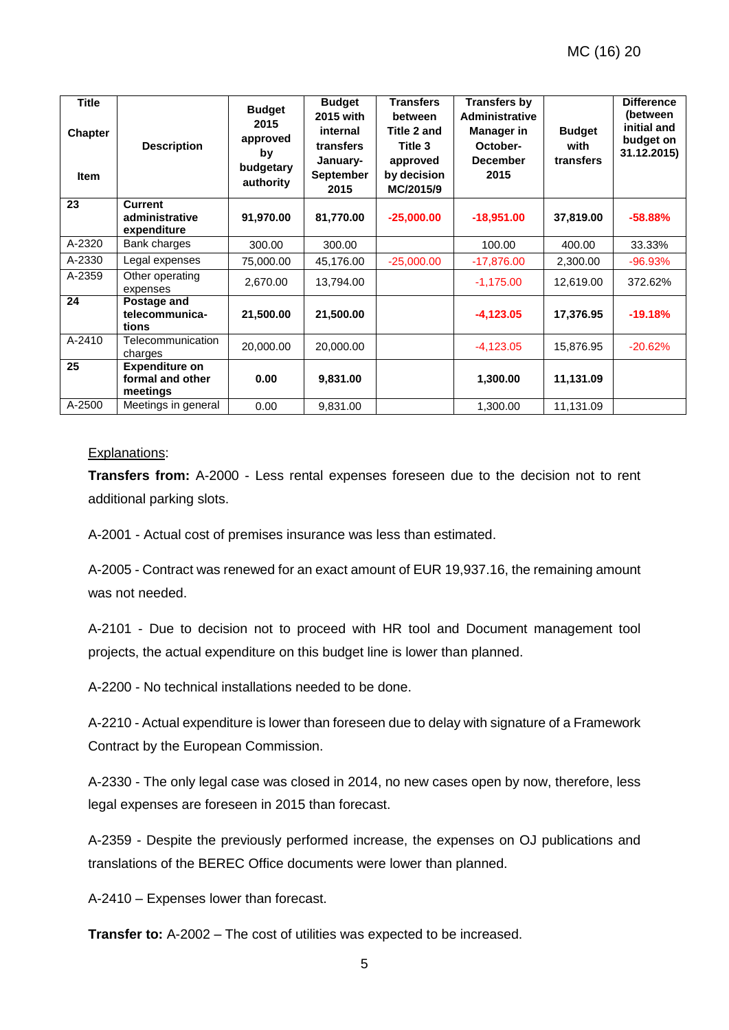| Title<br><br>Chapter<br><br>Item | Description | Budget 2015 approved by budgetary authority | Budget 2015 with internal transfers January-September 2015 | Transfers between Title 2 and Title 3 approved by decision MC/2015/9 | Transfers by Administrative Manager in October-December 2015 | Budget with transfers | Difference (between initial and budget on 31.12.2015) |
|---|---|---|---|---|---|---|---|
| **23** | **Current administrative expenditure** | **91,970.00** | **81,770.00** | **-25,000.00** | **-18,951.00** | **37,819.00** | **-58.88%** |
| A-2320 | Bank charges | 300.00 | 300.00 | | 100.00 | 400.00 | 33.33% |
| A-2330 | Legal expenses | 75,000.00 | 45,176.00 | -25,000.00 | -17,876.00 | 2,300.00 | -96.93% |
| A-2359 | Other operating expenses | 2,670.00 | 13,794.00 | | -1,175.00 | 12,619.00 | 372.62% |
| **24** | **Postage and telecommunica-tions** | **21,500.00** | **21,500.00** | | **-4,123.05** | **17,376.95** | **-19.18%** |
| A-2410 | Telecommunication charges | 20,000.00 | 20,000.00 | | -4,123.05 | 15,876.95 | -20.62% |
| **25** | **Expenditure on formal and other meetings** | **0.00** | **9,831.00** | | **1,300.00** | **11,131.09** | |
| A-2500 | Meetings in general | 0.00 | 9,831.00 | | 1,300.00 | 11,131.09 | |

Explanations:

**Transfers from:** A-2000 - Less rental expenses foreseen due to the decision not to rent additional parking slots.

A-2001 - Actual cost of premises insurance was less than estimated.

A-2005 - Contract was renewed for an exact amount of EUR 19,937.16, the remaining amount was not needed.

A-2101 - Due to decision not to proceed with HR tool and Document management tool projects, the actual expenditure on this budget line is lower than planned.

A-2200 - No technical installations needed to be done.

A-2210 - Actual expenditure is lower than foreseen due to delay with signature of a Framework Contract by the European Commission.

A-2330 - The only legal case was closed in 2014, no new cases open by now, therefore, less legal expenses are foreseen in 2015 than forecast.

A-2359 - Despite the previously performed increase, the expenses on OJ publications and translations of the BEREC Office documents were lower than planned.

A-2410 – Expenses lower than forecast.

**Transfer to:** A-2002 – The cost of utilities was expected to be increased.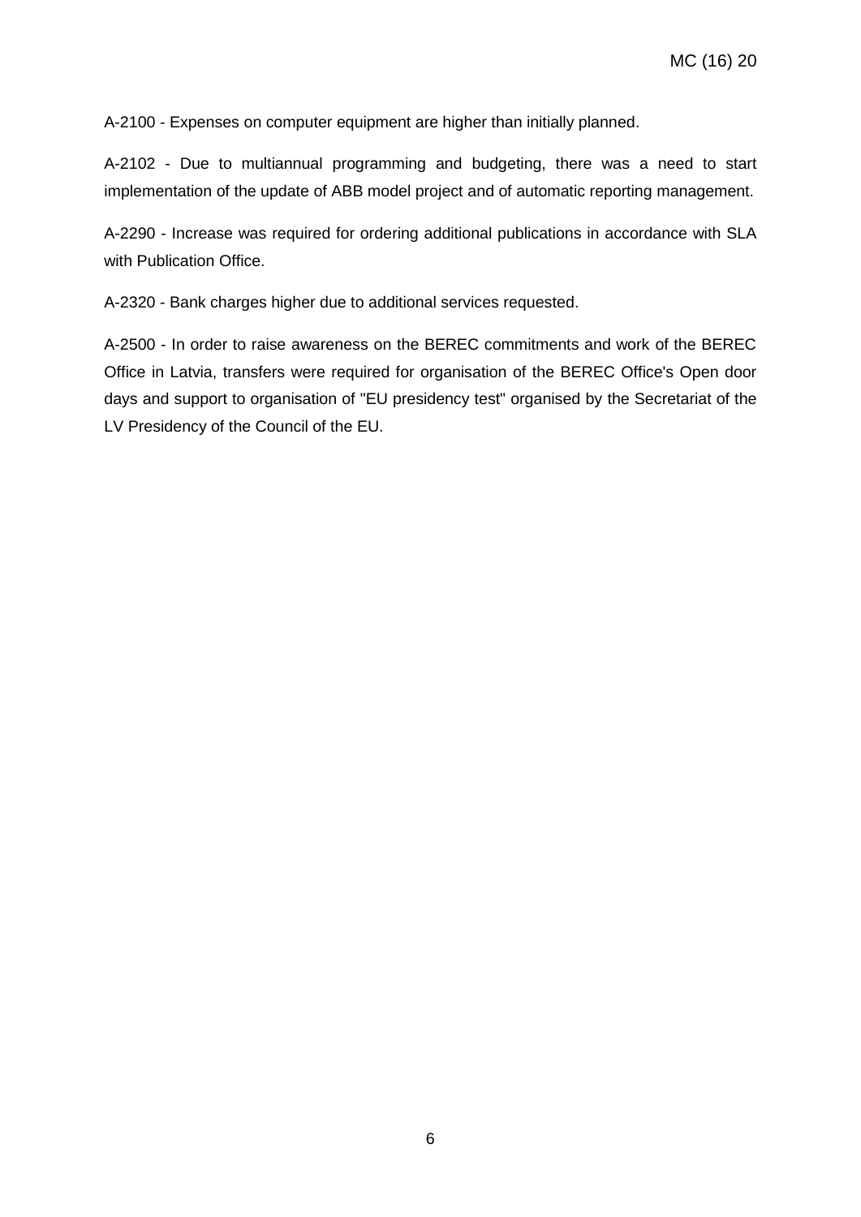A-2100 - Expenses on computer equipment are higher than initially planned.

A-2102 - Due to multiannual programming and budgeting, there was a need to start implementation of the update of ABB model project and of automatic reporting management.

A-2290 - Increase was required for ordering additional publications in accordance with SLA with Publication Office.

A-2320 - Bank charges higher due to additional services requested.

A-2500 - In order to raise awareness on the BEREC commitments and work of the BEREC Office in Latvia, transfers were required for organisation of the BEREC Office's Open door days and support to organisation of "EU presidency test" organised by the Secretariat of the LV Presidency of the Council of the EU.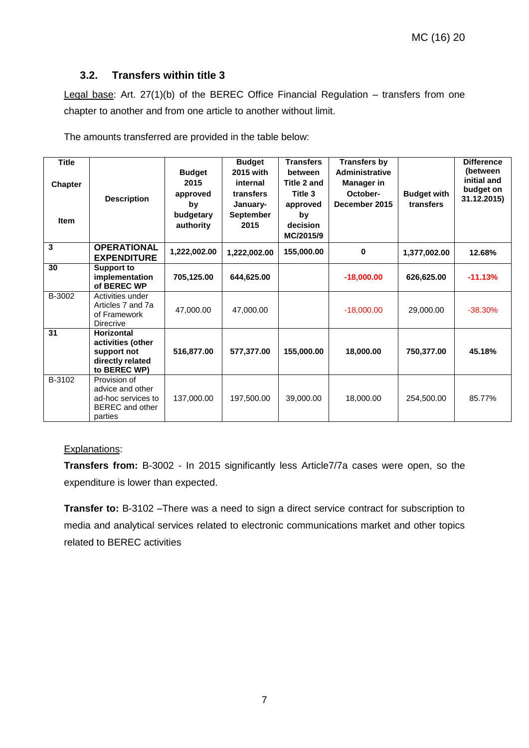### 3.2. Transfers within title 3

Legal base: Art. 27(1)(b) of the BEREC Office Financial Regulation – transfers from one chapter to another and from one article to another without limit.

The amounts transferred are provided in the table below:

| Title<br><br>Chapter<br><br>Item | Description | Budget 2015 approved by budgetary authority | Budget 2015 with internal transfers January-September 2015 | Transfers between Title 2 and Title 3 approved by decision MC/2015/9 | Transfers by Administrative Manager in October-December 2015 | Budget with transfers | Difference (between initial and budget on 31.12.2015) |
|---|---|---|---|---|---|---|---|
| **3** | **OPERATIONAL EXPENDITURE** | **1,222,002.00** | **1,222,002.00** | **155,000.00** | **0** | **1,377,002.00** | **12.68%** |
| **30** | **Support to implementation of BEREC WP** | **705,125.00** | **644,625.00** | | **-18,000.00** | **626,625.00** | **-11.13%** |
| B-3002 | Activities under Articles 7 and 7a of Framework Direcive | 47,000.00 | 47,000.00 | | -18,000.00 | 29,000.00 | -38.30% |
| **31** | **Horizontal activities (other support not directly related to BEREC WP)** | **516,877.00** | **577,377.00** | **155,000.00** | **18,000.00** | **750,377.00** | **45.18%** |
| B-3102 | Provision of advice and other ad-hoc services to BEREC and other parties | 137,000.00 | 197,500.00 | 39,000.00 | 18,000.00 | 254,500.00 | 85.77% |

Explanations:

**Transfers from:** B-3002 - In 2015 significantly less Article7/7a cases were open, so the expenditure is lower than expected.

**Transfer to:** B-3102 –There was a need to sign a direct service contract for subscription to media and analytical services related to electronic communications market and other topics related to BEREC activities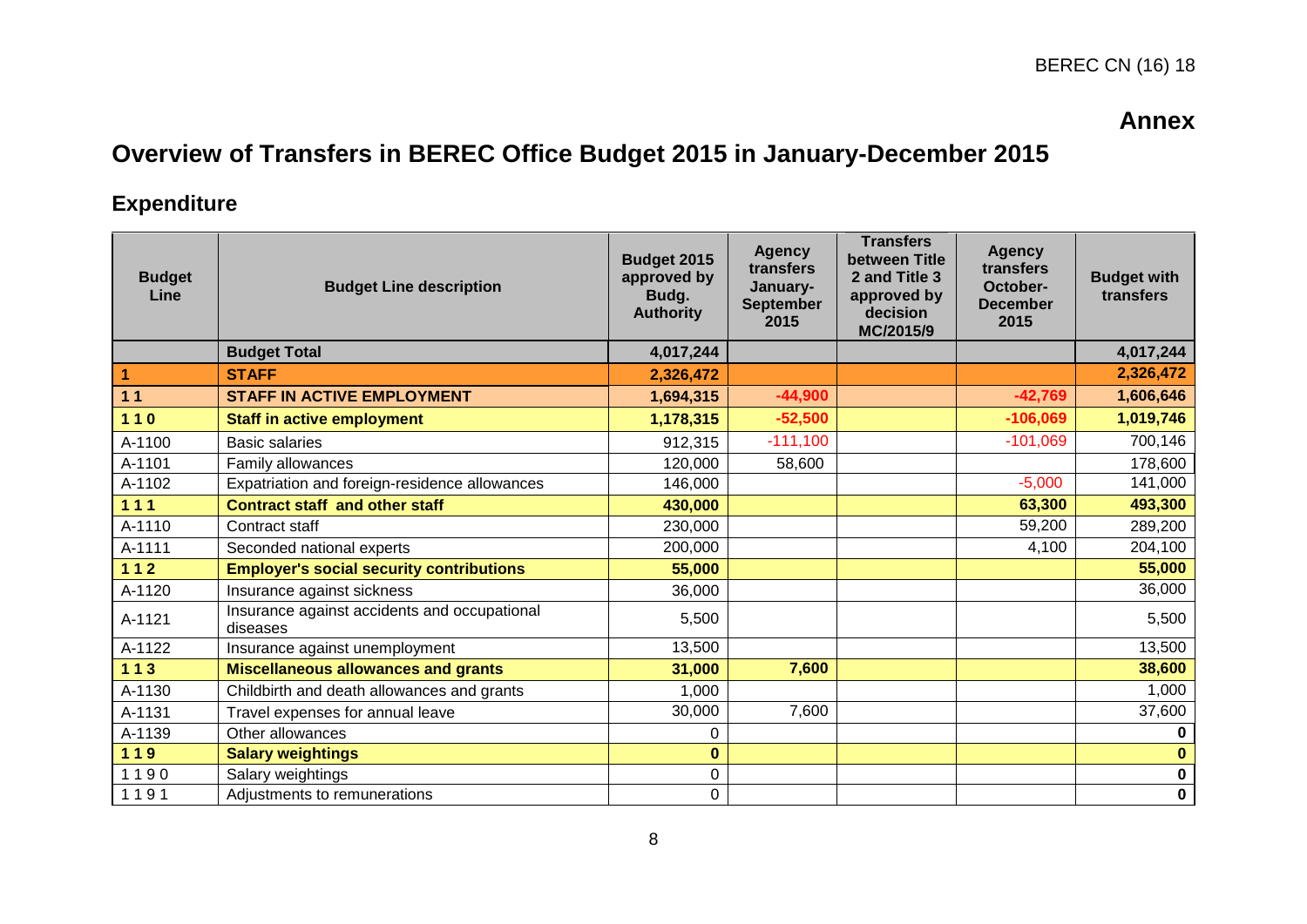## Annex

# Overview of Transfers in BEREC Office Budget 2015 in January-December 2015

## Expenditure

| Budget Line | Budget Line description | Budget 2015 approved by Budg. Authority | Agency transfers January-September 2015 | Transfers between Title 2 and Title 3 approved by decision MC/2015/9 | Agency transfers October-December 2015 | Budget with transfers |
|---|---|---|---|---|---|---|
| | **Budget Total** | **4,017,244** | | | | **4,017,244** |
| **1** | **STAFF** | **2,326,472** | | | | **2,326,472** |
| **1 1** | **STAFF IN ACTIVE EMPLOYMENT** | **1,694,315** | **-44,900** | | **-42,769** | **1,606,646** |
| **1 1 0** | **Staff in active employment** | **1,178,315** | **-52,500** | | **-106,069** | **1,019,746** |
| A-1100 | Basic salaries | 912,315 | -111,100 | | -101,069 | 700,146 |
| A-1101 | Family allowances | 120,000 | 58,600 | | | 178,600 |
| A-1102 | Expatriation and foreign-residence allowances | 146,000 | | | -5,000 | 141,000 |
| **1 1 1** | **Contract staff and other staff** | **430,000** | | | **63,300** | **493,300** |
| A-1110 | Contract staff | 230,000 | | | 59,200 | 289,200 |
| A-1111 | Seconded national experts | 200,000 | | | 4,100 | 204,100 |
| **1 1 2** | **Employer's social security contributions** | **55,000** | | | | **55,000** |
| A-1120 | Insurance against sickness | 36,000 | | | | 36,000 |
| A-1121 | Insurance against accidents and occupational diseases | 5,500 | | | | 5,500 |
| A-1122 | Insurance against unemployment | 13,500 | | | | 13,500 |
| **1 1 3** | **Miscellaneous allowances and grants** | **31,000** | **7,600** | | | **38,600** |
| A-1130 | Childbirth and death allowances and grants | 1,000 | | | | 1,000 |
| A-1131 | Travel expenses for annual leave | 30,000 | 7,600 | | | 37,600 |
| A-1139 | Other allowances | 0 | | | | **0** |
| **1 1 9** | **Salary weightings** | **0** | | | | **0** |
| 1 1 9 0 | Salary weightings | 0 | | | | **0** |
| 1 1 9 1 | Adjustments to remunerations | 0 | | | | **0** |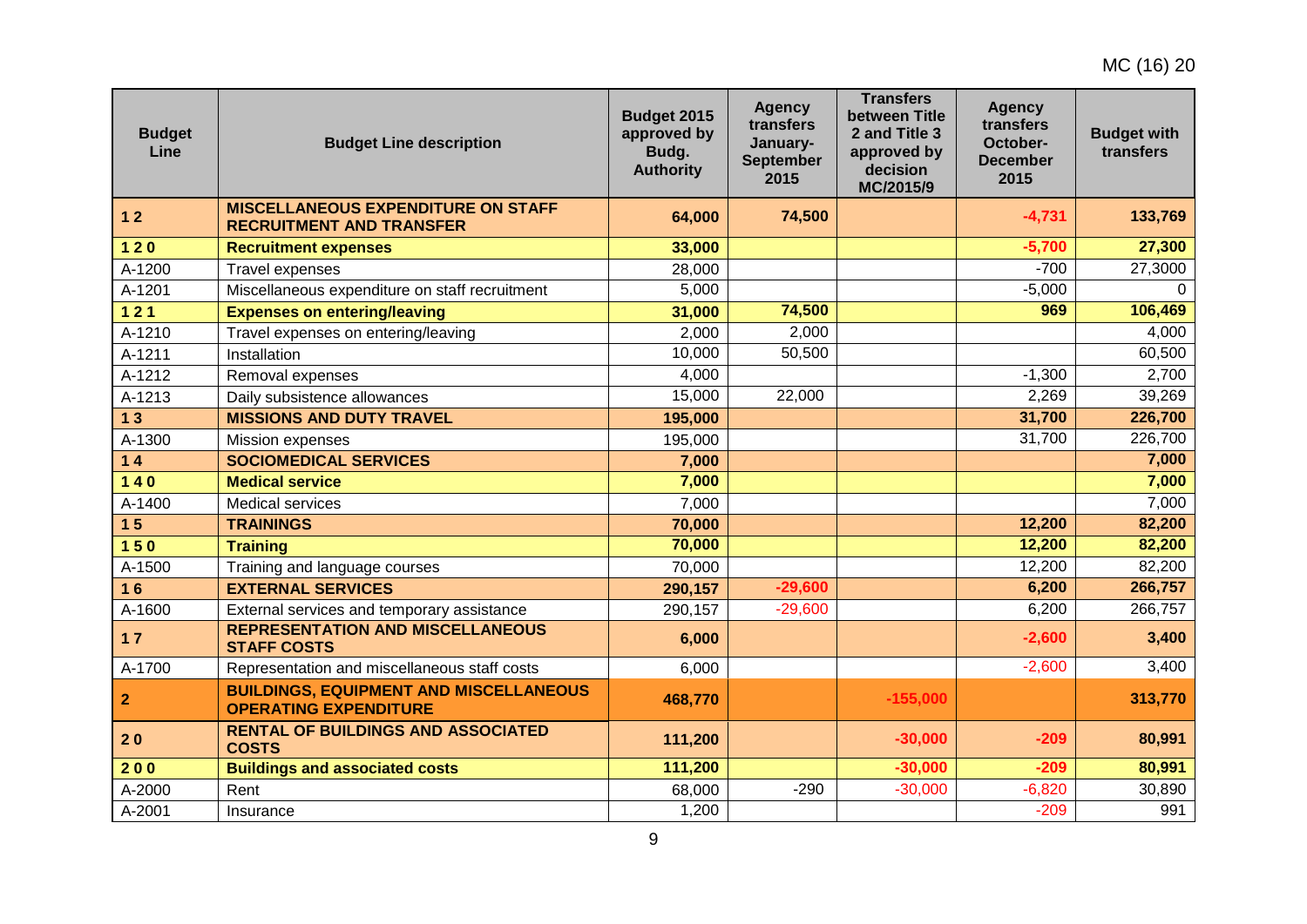| Budget Line | Budget Line description | Budget 2015 approved by Budg. Authority | Agency transfers January-September 2015 | Transfers between Title 2 and Title 3 approved by decision MC/2015/9 | Agency transfers October-December 2015 | Budget with transfers |
|---|---|---|---|---|---|---|
| **1 2** | **MISCELLANEOUS EXPENDITURE ON STAFF RECRUITMENT AND TRANSFER** | **64,000** | **74,500** | | **-4,731** | **133,769** |
| **1 2 0** | **Recruitment expenses** | **33,000** | | | **-5,700** | **27,300** |
| A-1200 | Travel expenses | 28,000 | | | -700 | 27,3000 |
| A-1201 | Miscellaneous expenditure on staff recruitment | 5,000 | | | -5,000 | 0 |
| **1 2 1** | **Expenses on entering/leaving** | **31,000** | **74,500** | | **969** | **106,469** |
| A-1210 | Travel expenses on entering/leaving | 2,000 | 2,000 | | | 4,000 |
| A-1211 | Installation | 10,000 | 50,500 | | | 60,500 |
| A-1212 | Removal expenses | 4,000 | | | -1,300 | 2,700 |
| A-1213 | Daily subsistence allowances | 15,000 | 22,000 | | 2,269 | 39,269 |
| **1 3** | **MISSIONS AND DUTY TRAVEL** | **195,000** | | | **31,700** | **226,700** |
| A-1300 | Mission expenses | 195,000 | | | 31,700 | 226,700 |
| **1 4** | **SOCIOMEDICAL SERVICES** | **7,000** | | | | **7,000** |
| **1 4 0** | **Medical service** | **7,000** | | | | **7,000** |
| A-1400 | Medical services | 7,000 | | | | 7,000 |
| **1 5** | **TRAININGS** | **70,000** | | | **12,200** | **82,200** |
| **1 5 0** | **Training** | **70,000** | | | **12,200** | **82,200** |
| A-1500 | Training and language courses | 70,000 | | | 12,200 | 82,200 |
| **1 6** | **EXTERNAL SERVICES** | **290,157** | **-29,600** | | **6,200** | **266,757** |
| A-1600 | External services and temporary assistance | 290,157 | -29,600 | | 6,200 | 266,757 |
| **1 7** | **REPRESENTATION AND MISCELLANEOUS STAFF COSTS** | **6,000** | | | **-2,600** | **3,400** |
| A-1700 | Representation and miscellaneous staff costs | 6,000 | | | -2,600 | 3,400 |
| **2** | **BUILDINGS, EQUIPMENT AND MISCELLANEOUS OPERATING EXPENDITURE** | **468,770** | | **-155,000** | | **313,770** |
| **2 0** | **RENTAL OF BUILDINGS AND ASSOCIATED COSTS** | **111,200** | | **-30,000** | **-209** | **80,991** |
| **2 0 0** | **Buildings and associated costs** | **111,200** | | **-30,000** | **-209** | **80,991** |
| A-2000 | Rent | 68,000 | -290 | -30,000 | -6,820 | 30,890 |
| A-2001 | Insurance | 1,200 | | | -209 | 991 |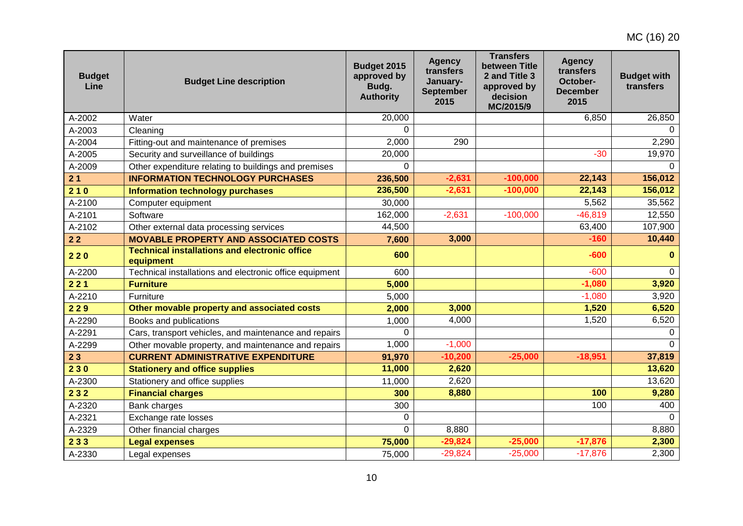| Budget Line | Budget Line description | Budget 2015 approved by Budg. Authority | Agency transfers January-September 2015 | Transfers between Title 2 and Title 3 approved by decision MC/2015/9 | Agency transfers October-December 2015 | Budget with transfers |
|---|---|---|---|---|---|---|
| A-2002 | Water | 20,000 | | | 6,850 | 26,850 |
| A-2003 | Cleaning | 0 | | | | 0 |
| A-2004 | Fitting-out and maintenance of premises | 2,000 | 290 | | | 2,290 |
| A-2005 | Security and surveillance of buildings | 20,000 | | | -30 | 19,970 |
| A-2009 | Other expenditure relating to buildings and premises | 0 | | | | 0 |
| **2 1** | **INFORMATION TECHNOLOGY PURCHASES** | **236,500** | **-2,631** | **-100,000** | **22,143** | **156,012** |
| **2 1 0** | **Information technology purchases** | **236,500** | **-2,631** | **-100,000** | **22,143** | **156,012** |
| A-2100 | Computer equipment | 30,000 | | | 5,562 | 35,562 |
| A-2101 | Software | 162,000 | -2,631 | -100,000 | -46,819 | 12,550 |
| A-2102 | Other external data processing services | 44,500 | | | 63,400 | 107,900 |
| **2 2** | **MOVABLE PROPERTY AND ASSOCIATED COSTS** | **7,600** | **3,000** | | **-160** | **10,440** |
| **2 2 0** | **Technical installations and electronic office equipment** | **600** | | | **-600** | **0** |
| A-2200 | Technical installations and electronic office equipment | 600 | | | -600 | 0 |
| **2 2 1** | **Furniture** | **5,000** | | | **-1,080** | **3,920** |
| A-2210 | Furniture | 5,000 | | | -1,080 | 3,920 |
| **2 2 9** | **Other movable property and associated costs** | **2,000** | **3,000** | | **1,520** | **6,520** |
| A-2290 | Books and publications | 1,000 | 4,000 | | 1,520 | 6,520 |
| A-2291 | Cars, transport vehicles, and maintenance and repairs | 0 | | | | 0 |
| A-2299 | Other movable property, and maintenance and repairs | 1,000 | -1,000 | | | 0 |
| **2 3** | **CURRENT ADMINISTRATIVE EXPENDITURE** | **91,970** | **-10,200** | **-25,000** | **-18,951** | **37,819** |
| **2 3 0** | **Stationery and office supplies** | **11,000** | **2,620** | | | **13,620** |
| A-2300 | Stationery and office supplies | 11,000 | 2,620 | | | 13,620 |
| **2 3 2** | **Financial charges** | **300** | **8,880** | | **100** | **9,280** |
| A-2320 | Bank charges | 300 | | | 100 | 400 |
| A-2321 | Exchange rate losses | 0 | | | | 0 |
| A-2329 | Other financial charges | 0 | 8,880 | | | 8,880 |
| **2 3 3** | **Legal expenses** | **75,000** | **-29,824** | **-25,000** | **-17,876** | **2,300** |
| A-2330 | Legal expenses | 75,000 | -29,824 | -25,000 | -17,876 | 2,300 |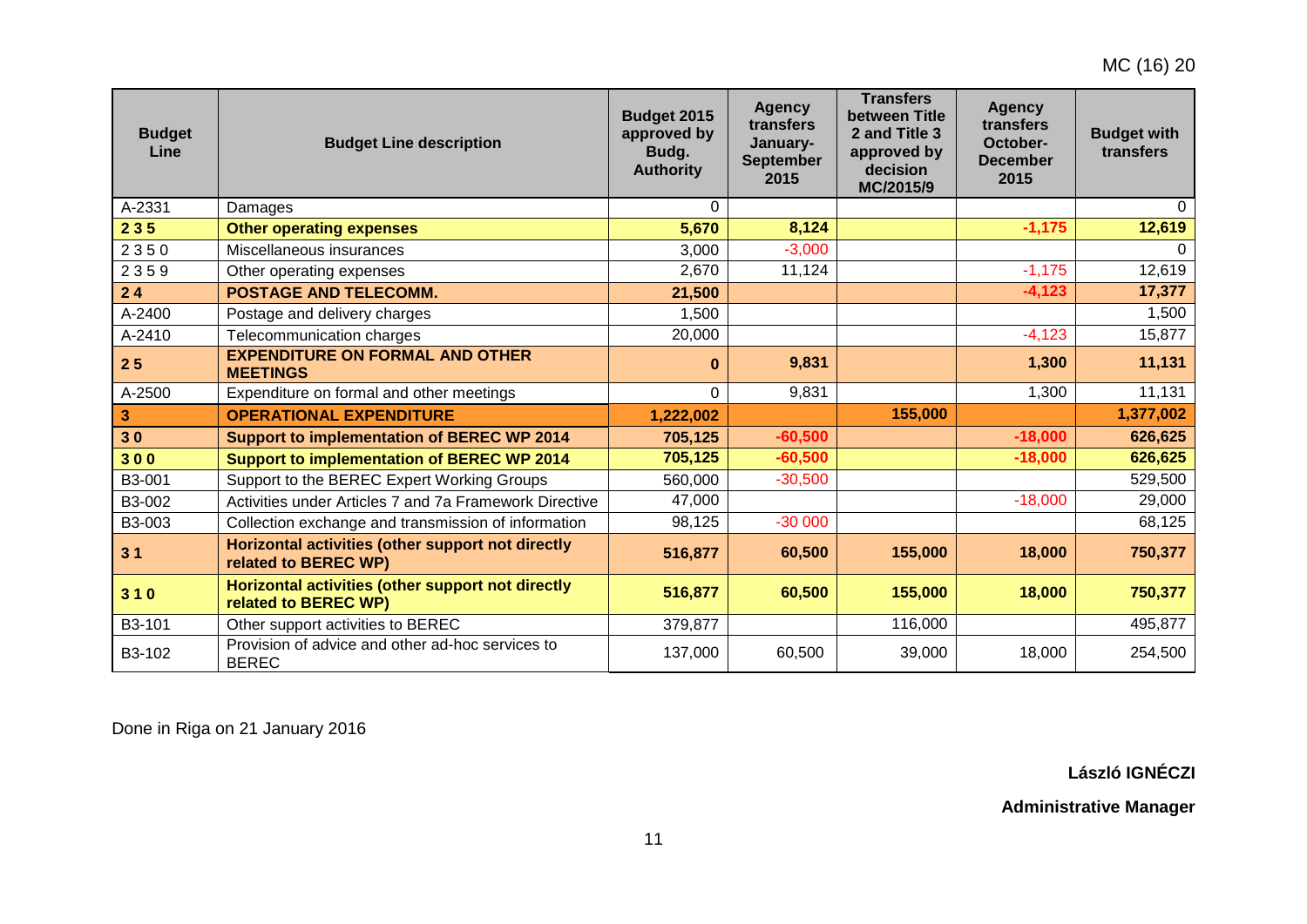| Budget Line | Budget Line description | Budget 2015 approved by Budg. Authority | Agency transfers January-September 2015 | Transfers between Title 2 and Title 3 approved by decision MC/2015/9 | Agency transfers October-December 2015 | Budget with transfers |
|---|---|---|---|---|---|---|
| A-2331 | Damages | 0 | | | | 0 |
| **2 3 5** | **Other operating expenses** | **5,670** | **8,124** | | **-1,175** | **12,619** |
| 2 3 5 0 | Miscellaneous insurances | 3,000 | -3,000 | | | 0 |
| 2 3 5 9 | Other operating expenses | 2,670 | 11,124 | | -1,175 | 12,619 |
| **2 4** | **POSTAGE AND TELECOMM.** | **21,500** | | | **-4,123** | **17,377** |
| A-2400 | Postage and delivery charges | 1,500 | | | | 1,500 |
| A-2410 | Telecommunication charges | 20,000 | | | -4,123 | 15,877 |
| **2 5** | **EXPENDITURE ON FORMAL AND OTHER MEETINGS** | **0** | **9,831** | | **1,300** | **11,131** |
| A-2500 | Expenditure on formal and other meetings | 0 | 9,831 | | 1,300 | 11,131 |
| **3** | **OPERATIONAL EXPENDITURE** | **1,222,002** | | **155,000** | | **1,377,002** |
| **3 0** | **Support to implementation of BEREC WP 2014** | **705,125** | **-60,500** | | **-18,000** | **626,625** |
| **3 0 0** | **Support to implementation of BEREC WP 2014** | **705,125** | **-60,500** | | **-18,000** | **626,625** |
| B3-001 | Support to the BEREC Expert Working Groups | 560,000 | -30,500 | | | 529,500 |
| B3-002 | Activities under Articles 7 and 7a Framework Directive | 47,000 | | | -18,000 | 29,000 |
| B3-003 | Collection exchange and transmission of information | 98,125 | -30 000 | | | 68,125 |
| **3 1** | **Horizontal activities (other support not directly related to BEREC WP)** | **516,877** | **60,500** | **155,000** | **18,000** | **750,377** |
| **3 1 0** | **Horizontal activities (other support not directly related to BEREC WP)** | **516,877** | **60,500** | **155,000** | **18,000** | **750,377** |
| B3-101 | Other support activities to BEREC | 379,877 | | 116,000 | | 495,877 |
| B3-102 | Provision of advice and other ad-hoc services to BEREC | 137,000 | 60,500 | 39,000 | 18,000 | 254,500 |

Done in Riga on 21 January 2016

**László IGNÉCZI**

**Administrative Manager**